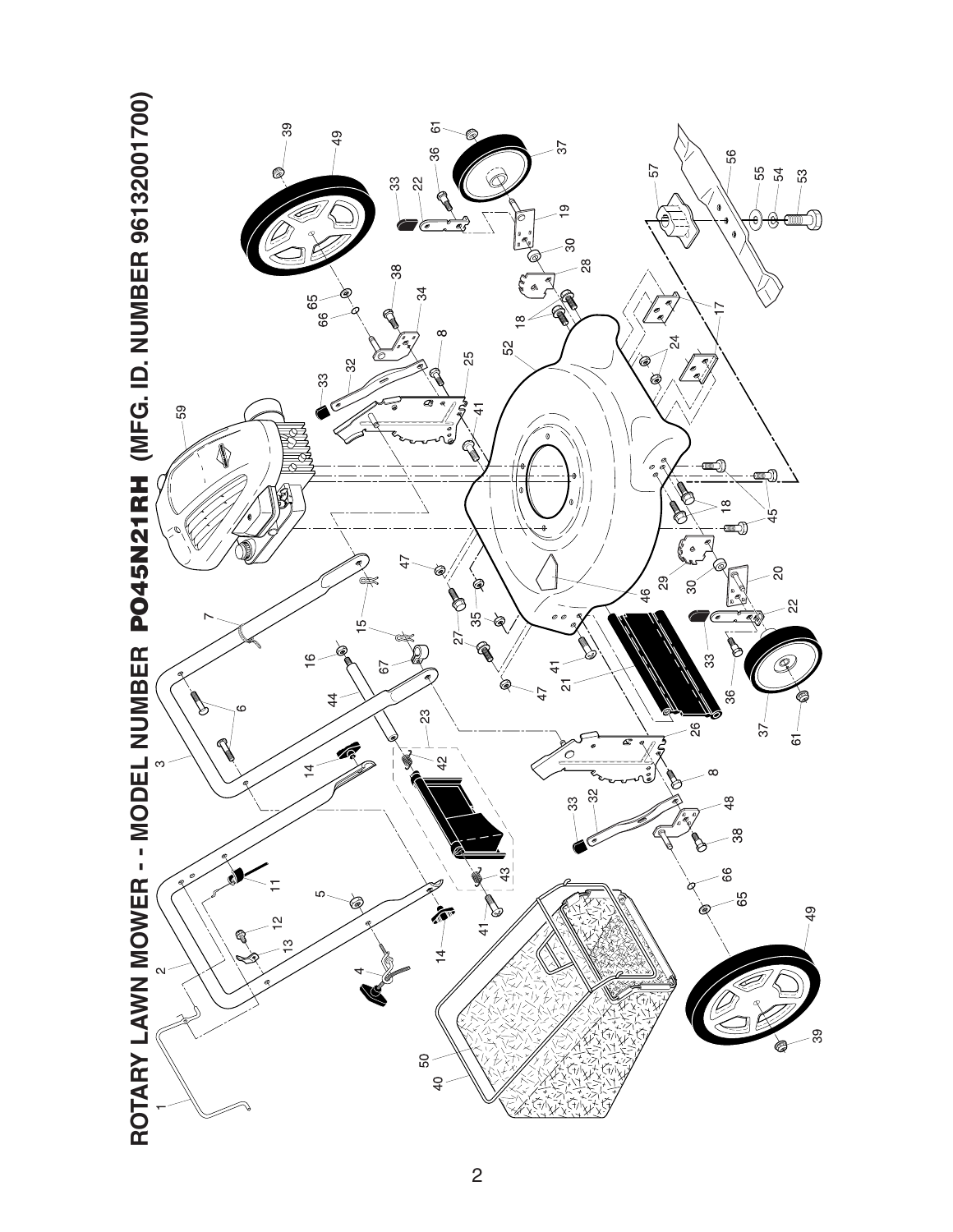# ROTARY LAWN MOWER - - MODEL NUMBER PO45N21RH (MFG. ID. NUMBER 96132001700)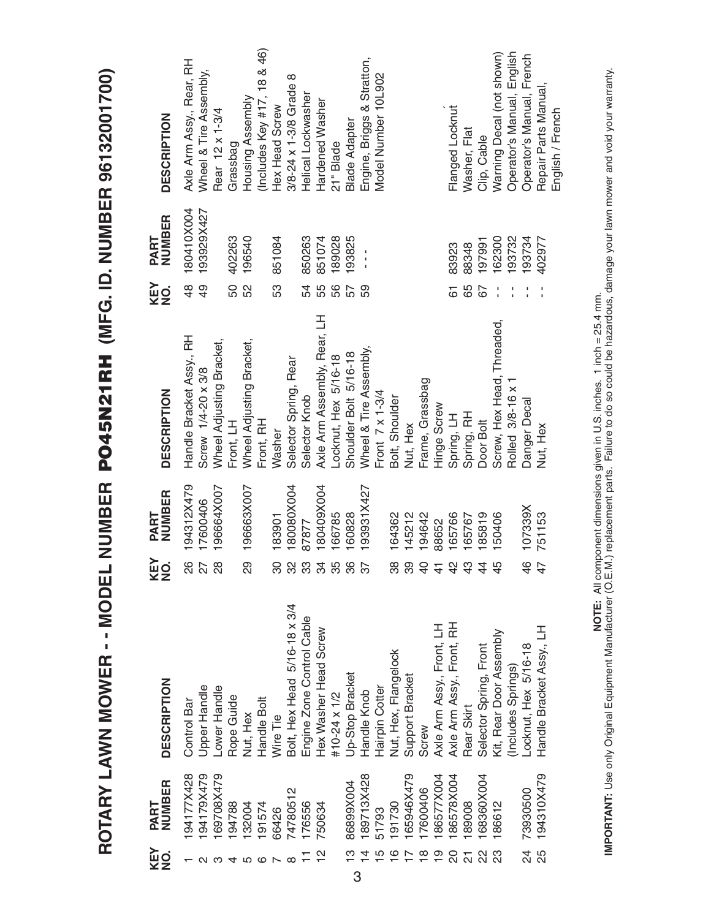# ROTARY LAWN MOWER - - MODEL NUMBER PO45N21RH (MFG. ID. NUMBER 96132001700)

| KEY NO. | PART NUMBER | DESCRIPTION |
|---|---|---|
| 1 | 194177X428 | Control Bar |
| 2 | 194179X479 | Upper Handle |
| 3 | 169708X479 | Lower Handle |
| 4 | 194788 | Rope Guide |
| 5 | 132004 | Nut, Hex |
| 6 | 191574 | Handle Bolt |
| 7 | 66426 | Wire Tie |
| 8 | 74780512 | Bolt, Hex Head 5/16-18 x 3/4 |
| 11 | 176556 | Engine Zone Control Cable |
| 12 | 750634 | Hex Washer Head Screw #10-24 x 1/2 |
| 13 | 86899X004 | Up-Stop Bracket |
| 14 | 189713X428 | Handle Knob |
| 15 | 51793 | Hairpin Cotter |
| 16 | 191730 | Nut, Hex, Flangelock |
| 17 | 165946X479 | Support Bracket |
| 18 | 17600406 | Screw |
| 19 | 186577X004 | Axle Arm Assy., Front, LH |
| 20 | 186578X004 | Axle Arm Assy., Front, RH |
| 21 | 189008 | Rear Skirt |
| 22 | 168360X004 | Selector Spring, Front |
| 23 | 186612 | Kit, Rear Door Assembly (Includes Springs) |
| 24 | 73930500 | Locknut, Hex 5/16-18 |
| 25 | 194310X479 | Handle Bracket Assy., LH |
| 26 | 194312X479 | Handle Bracket Assy., RH |
| 27 | 17600406 | Screw 1/4-20 x 3/8 |
| 28 | 196664X007 | Wheel Adjusting Bracket, Front, LH |
| 29 | 196663X007 | Wheel Adjusting Bracket, Front, RH |
| 30 | 183901 | Washer |
| 32 | 180080X004 | Selector Spring, Rear |
| 33 | 87877 | Selector Knob |
| 34 | 180409X004 | Axle Arm Assembly, Rear, LH |
| 35 | 166785 | Locknut, Hex 5/16-18 |
| 36 | 160828 | Shoulder Bolt 5/16-18 |
| 37 | 193931X427 | Wheel & Tire Assembly, Front 7 x 1-3/4 |
| 38 | 164362 | Bolt, Shoulder |
| 39 | 145212 | Nut, Hex |
| 40 | 194642 | Frame, Grassbag |
| 41 | 88652 | Hinge Screw |
| 42 | 165766 | Spring, LH |
| 43 | 165767 | Spring, RH |
| 44 | 185819 | Door Bolt |
| 45 | 150406 | Screw, Hex Head, Threaded, Rolled 3/8-16 x 1 |
| 46 | 107339X | Danger Decal |
| 47 | 751153 | Nut, Hex |
| 48 | 180410X004 | Axle Arm Assy., Rear, RH |
| 49 | 193929X427 | Wheel & Tire Assembly, Rear 12 x 1-3/4 |
| 50 | 402263 | Grassbag |
| 52 | 196540 | Housing Assembly (Includes Key #17, 18 & 46) |
| 53 | 851084 | Hex Head Screw 3/8-24 x 1-3/8 Grade 8 |
| 54 | 850263 | Helical Lockwasher |
| 55 | 851074 | Hardened Washer |
| 56 | 189028 | 21" Blade |
| 57 | 193825 | Blade Adapter |
| 59 | - - - | Engine, Briggs & Stratton, Model Number 10L902 |
| 61 | 83923 | Flanged Locknut |
| 65 | 88348 | Washer, Flat |
| 67 | 197991 | Clip, Cable |
| - - | 162300 | Warning Decal (not shown) |
| - - | 193732 | Operator's Manual, English |
| - - | 193734 | Operator's Manual, French |
| - - | 402977 | Repair Parts Manual, English / French |

**NOTE:** All component dimensions given in U.S. inches. 1 inch = 25.4 mm.

**IMPORTANT:** Use only Original Equipment Manufacturer (O.E.M.) replacement parts. Failure to do so could be hazardous, damage your lawn mower and void your warranty.